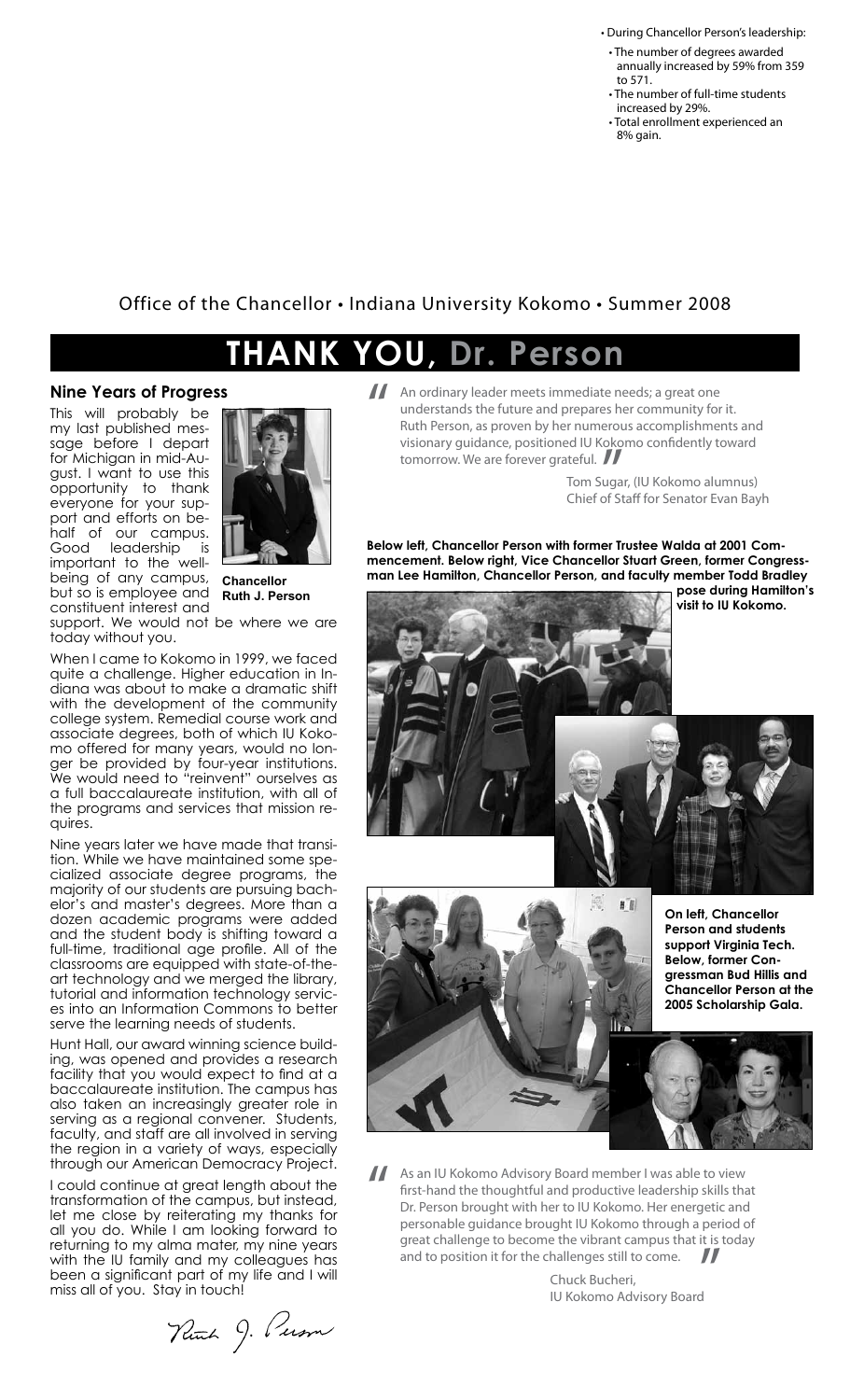- During Chancellor Person's leadership:
  - The number of degrees awarded annually increased by 59% from 359 to 571.
  - The number of full-time students increased by 29%.
  - Total enrollment experienced an 8% gain.

Office of the Chancellor • Indiana University Kokomo • Summer 2008

# THANK YOU, Dr. Person

## Nine Years of Progress

This will probably be my last published message before I depart for Michigan in mid-August. I want to use this opportunity to thank everyone for your support and efforts on behalf of our campus. Good leadership is important to the well-being of any campus, but so is employee and constituent interest and support. We would not be where we are today without you.

**Chancellor Ruth J. Person**

When I came to Kokomo in 1999, we faced quite a challenge. Higher education in Indiana was about to make a dramatic shift with the development of the community college system. Remedial course work and associate degrees, both of which IU Kokomo offered for many years, would no longer be provided by four-year institutions. We would need to "reinvent" ourselves as a full baccalaureate institution, with all of the programs and services that mission requires.

Nine years later we have made that transition. While we have maintained some specialized associate degree programs, the majority of our students are pursuing bachelor's and master's degrees. More than a dozen academic programs were added and the student body is shifting toward a full-time, traditional age profile. All of the classrooms are equipped with state-of-the-art technology and we merged the library, tutorial and information technology services into an Information Commons to better serve the learning needs of students.

Hunt Hall, our award winning science building, was opened and provides a research facility that you would expect to find at a baccalaureate institution. The campus has also taken an increasingly greater role in serving as a regional convener. Students, faculty, and staff are all involved in serving the region in a variety of ways, especially through our American Democracy Project.

I could continue at great length about the transformation of the campus, but instead, let me close by reiterating my thanks for all you do. While I am looking forward to returning to my alma mater, my nine years with the IU family and my colleagues has been a significant part of my life and I will miss all of you. Stay in touch!

Ruth J. Person

"An ordinary leader meets immediate needs; a great one understands the future and prepares her community for it. Ruth Person, as proven by her numerous accomplishments and visionary guidance, positioned IU Kokomo confidently toward tomorrow. We are forever grateful."

Tom Sugar, (IU Kokomo alumnus)
Chief of Staff for Senator Evan Bayh

**Below left, Chancellor Person with former Trustee Walda at 2001 Commencement. Below right, Vice Chancellor Stuart Green, former Congressman Lee Hamilton, Chancellor Person, and faculty member Todd Bradley pose during Hamilton's visit to IU Kokomo.**

**On left, Chancellor Person and students support Virginia Tech. Below, former Congressman Bud Hillis and Chancellor Person at the 2005 Scholarship Gala.**

"As an IU Kokomo Advisory Board member I was able to view first-hand the thoughtful and productive leadership skills that Dr. Person brought with her to IU Kokomo. Her energetic and personable guidance brought IU Kokomo through a period of great challenge to become the vibrant campus that it is today and to position it for the challenges still to come."

Chuck Bucheri,
IU Kokomo Advisory Board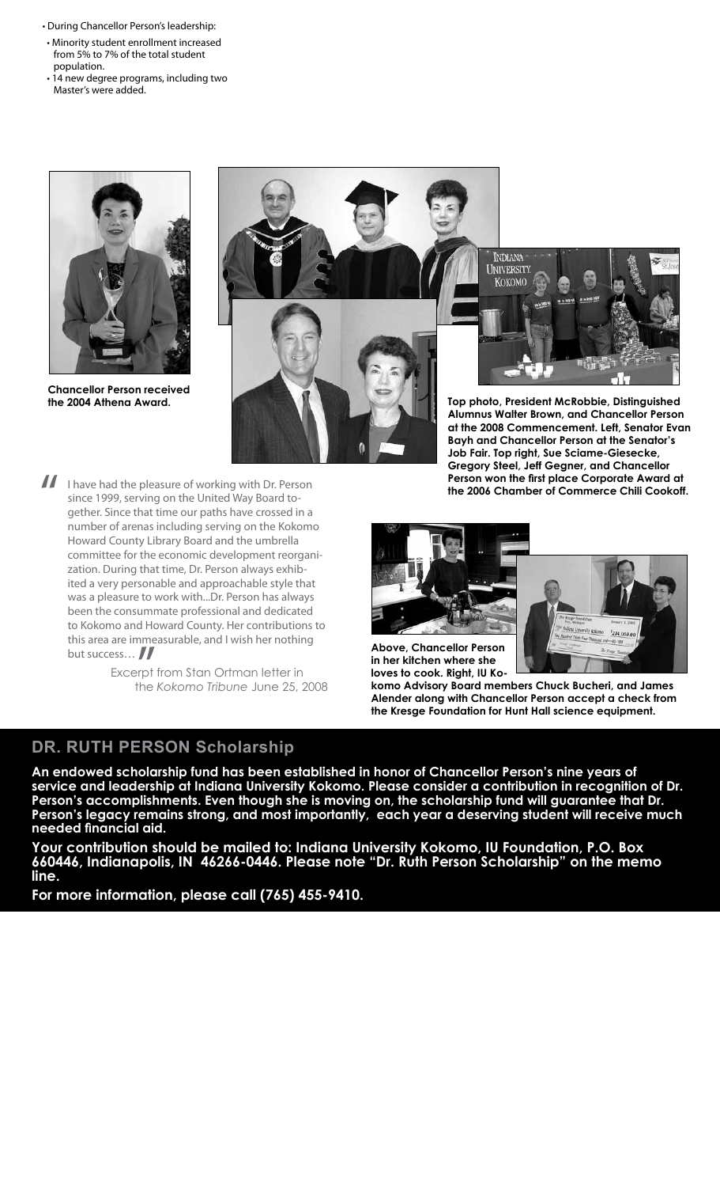- During Chancellor Person's leadership:
  - Minority student enrollment increased from 5% to 7% of the total student population.
  - 14 new degree programs, including two Master's were added.

**Chancellor Person received the 2004 Athena Award.**

**Top photo, President McRobbie, Distinguished Alumnus Walter Brown, and Chancellor Person at the 2008 Commencement. Left, Senator Evan Bayh and Chancellor Person at the Senator's Job Fair. Top right, Sue Sciame-Giesecke, Gregory Steel, Jeff Gegner, and Chancellor Person won the first place Corporate Award at the 2006 Chamber of Commerce Chili Cookoff.**

> "I have had the pleasure of working with Dr. Person since 1999, serving on the United Way Board together. Since that time our paths have crossed in a number of arenas including serving on the Kokomo Howard County Library Board and the umbrella committee for the economic development reorganization. During that time, Dr. Person always exhibited a very personable and approachable style that was a pleasure to work with...Dr. Person has always been the consummate professional and dedicated to Kokomo and Howard County. Her contributions to this area are immeasurable, and I wish her nothing but success…"
>
> Excerpt from Stan Ortman letter in the *Kokomo Tribune* June 25, 2008

**Above, Chancellor Person in her kitchen where she loves to cook. Right, IU Kokomo Advisory Board members Chuck Bucheri, and James Alender along with Chancellor Person accept a check from the Kresge Foundation for Hunt Hall science equipment.**

## DR. RUTH PERSON Scholarship

**An endowed scholarship fund has been established in honor of Chancellor Person's nine years of service and leadership at Indiana University Kokomo. Please consider a contribution in recognition of Dr. Person's accomplishments. Even though she is moving on, the scholarship fund will guarantee that Dr. Person's legacy remains strong, and most importantly, each year a deserving student will receive much needed financial aid.**

**Your contribution should be mailed to: Indiana University Kokomo, IU Foundation, P.O. Box 660446, Indianapolis, IN 46266-0446. Please note "Dr. Ruth Person Scholarship" on the memo line.**

**For more information, please call (765) 455-9410.**